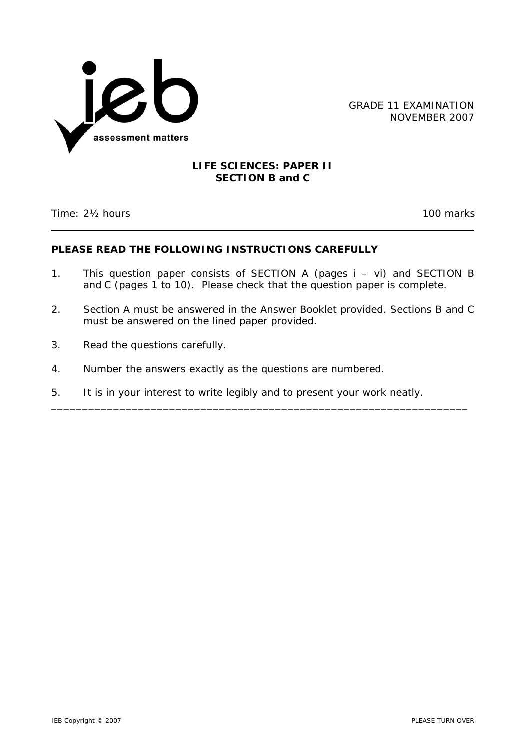GRADE 11 EXAMINATION
NOVEMBER 2007

# LIFE SCIENCES: PAPER II
## SECTION B and C

Time: 2½ hours | 100 marks

---

**PLEASE READ THE FOLLOWING INSTRUCTIONS CAREFULLY**

1. This question paper consists of SECTION A (pages i – vi) and SECTION B and C (pages 1 to 10). Please check that the question paper is complete.
2. Section A must be answered in the Answer Booklet provided. Sections B and C must be answered on the lined paper provided.
3. Read the questions carefully.
4. Number the answers exactly as the questions are numbered.
5. It is in your interest to write legibly and to present your work neatly.

---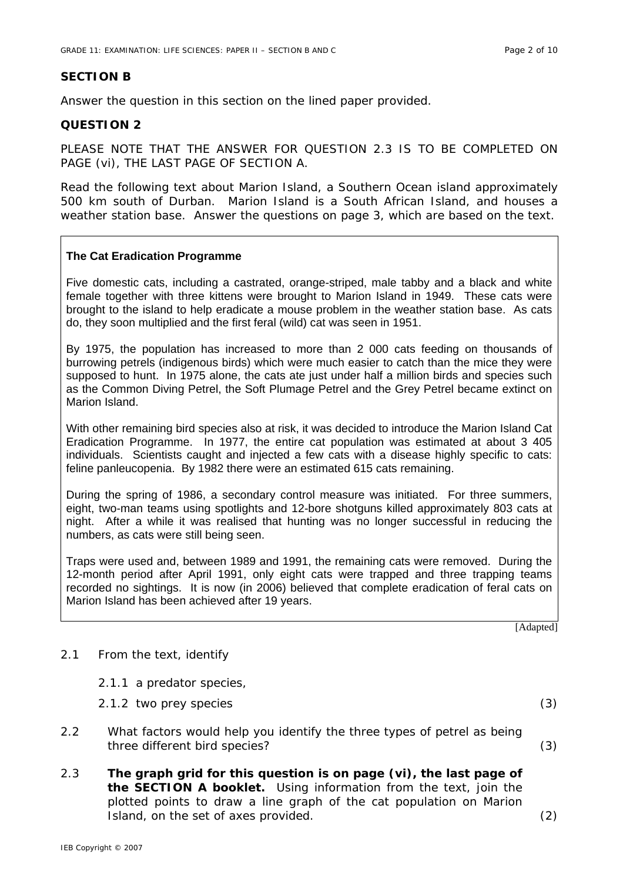## SECTION B

Answer the question in this section on the lined paper provided.

## QUESTION 2

PLEASE NOTE THAT THE ANSWER FOR QUESTION 2.3 IS TO BE COMPLETED ON PAGE (vi), THE LAST PAGE OF SECTION A.

Read the following text about Marion Island, a Southern Ocean island approximately 500 km south of Durban. Marion Island is a South African Island, and houses a weather station base. Answer the questions on page 3, which are based on the text.

> **The Cat Eradication Programme**
>
> Five domestic cats, including a castrated, orange-striped, male tabby and a black and white female together with three kittens were brought to Marion Island in 1949. These cats were brought to the island to help eradicate a mouse problem in the weather station base. As cats do, they soon multiplied and the first feral (wild) cat was seen in 1951.
>
> By 1975, the population has increased to more than 2 000 cats feeding on thousands of burrowing petrels (indigenous birds) which were much easier to catch than the mice they were supposed to hunt. In 1975 alone, the cats ate just under half a million birds and species such as the Common Diving Petrel, the Soft Plumage Petrel and the Grey Petrel became extinct on Marion Island.
>
> With other remaining bird species also at risk, it was decided to introduce the Marion Island Cat Eradication Programme. In 1977, the entire cat population was estimated at about 3 405 individuals. Scientists caught and injected a few cats with a disease highly specific to cats: feline panleucopenia. By 1982 there were an estimated 615 cats remaining.
>
> During the spring of 1986, a secondary control measure was initiated. For three summers, eight, two-man teams using spotlights and 12-bore shotguns killed approximately 803 cats at night. After a while it was realised that hunting was no longer successful in reducing the numbers, as cats were still being seen.
>
> Traps were used and, between 1989 and 1991, the remaining cats were removed. During the 12-month period after April 1991, only eight cats were trapped and three trapping teams recorded no sightings. It is now (in 2006) believed that complete eradication of feral cats on Marion Island has been achieved after 19 years.

[Adapted]

2.1 From the text, identify

 2.1.1 a predator species,

 2.1.2 two prey species (3)

2.2 What factors would help you identify the three types of petrel as being three different bird species? (3)

2.3 **The graph grid for this question is on page (vi), the last page of the SECTION A booklet.** Using information from the text, join the plotted points to draw a line graph of the cat population on Marion Island, on the set of axes provided. (2)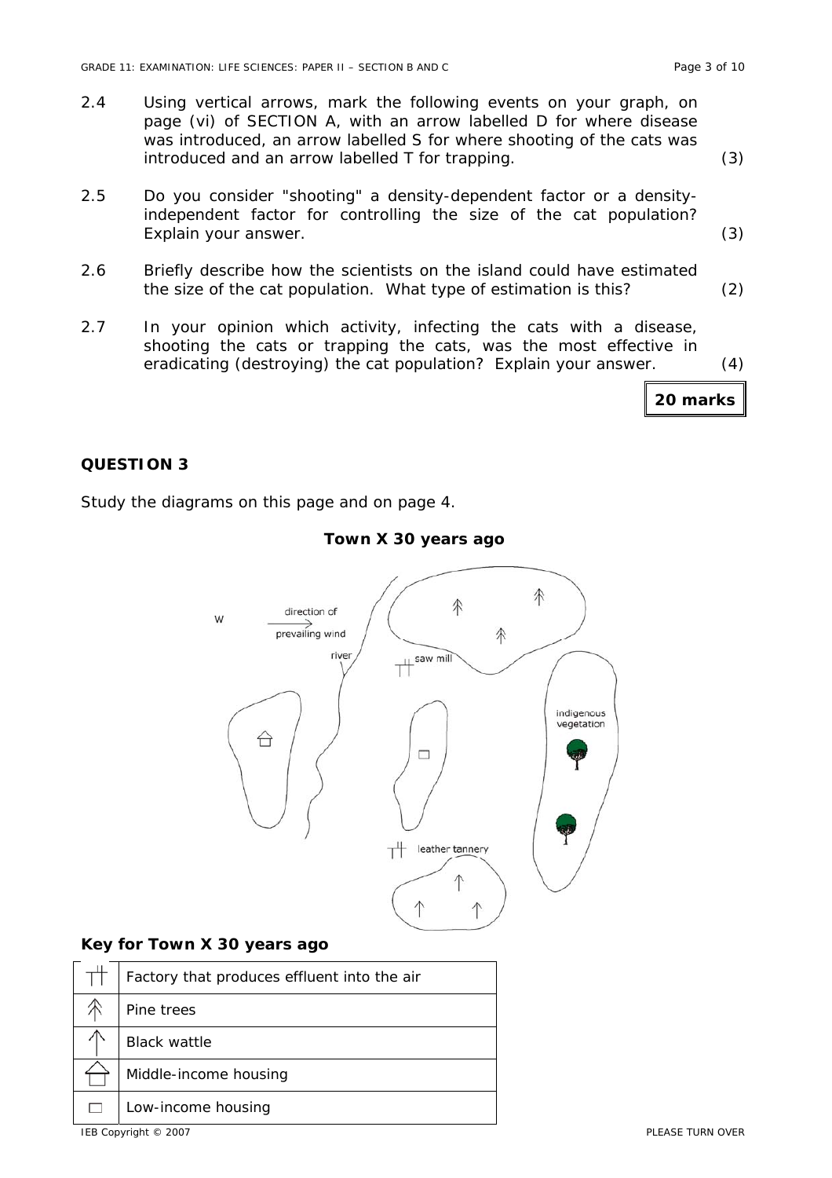2.4 Using vertical arrows, mark the following events on your graph, on page (vi) of SECTION A, with an arrow labelled D for where disease was introduced, an arrow labelled S for where shooting of the cats was introduced and an arrow labelled T for trapping. (3)

2.5 Do you consider "shooting" a density-dependent factor or a density-independent factor for controlling the size of the cat population? Explain your answer. (3)

2.6 Briefly describe how the scientists on the island could have estimated the size of the cat population. What type of estimation is this? (2)

2.7 In your opinion which activity, infecting the cats with a disease, shooting the cats or trapping the cats, was the most effective in eradicating (destroying) the cat population? Explain your answer. (4)

**20 marks**

## QUESTION 3

Study the diagrams on this page and on page 4.

**Town X 30 years ago**

W — direction of prevailing wind →

river

saw mill

indigenous vegetation

leather tannery

**Key for Town X 30 years ago**

| Symbol | Meaning |
|---|---|
| ┬┼ | Factory that produces effluent into the air |
| ↟ | Pine trees |
| ↑ | Black wattle |
| ⌂ | Middle-income housing |
| □ | Low-income housing |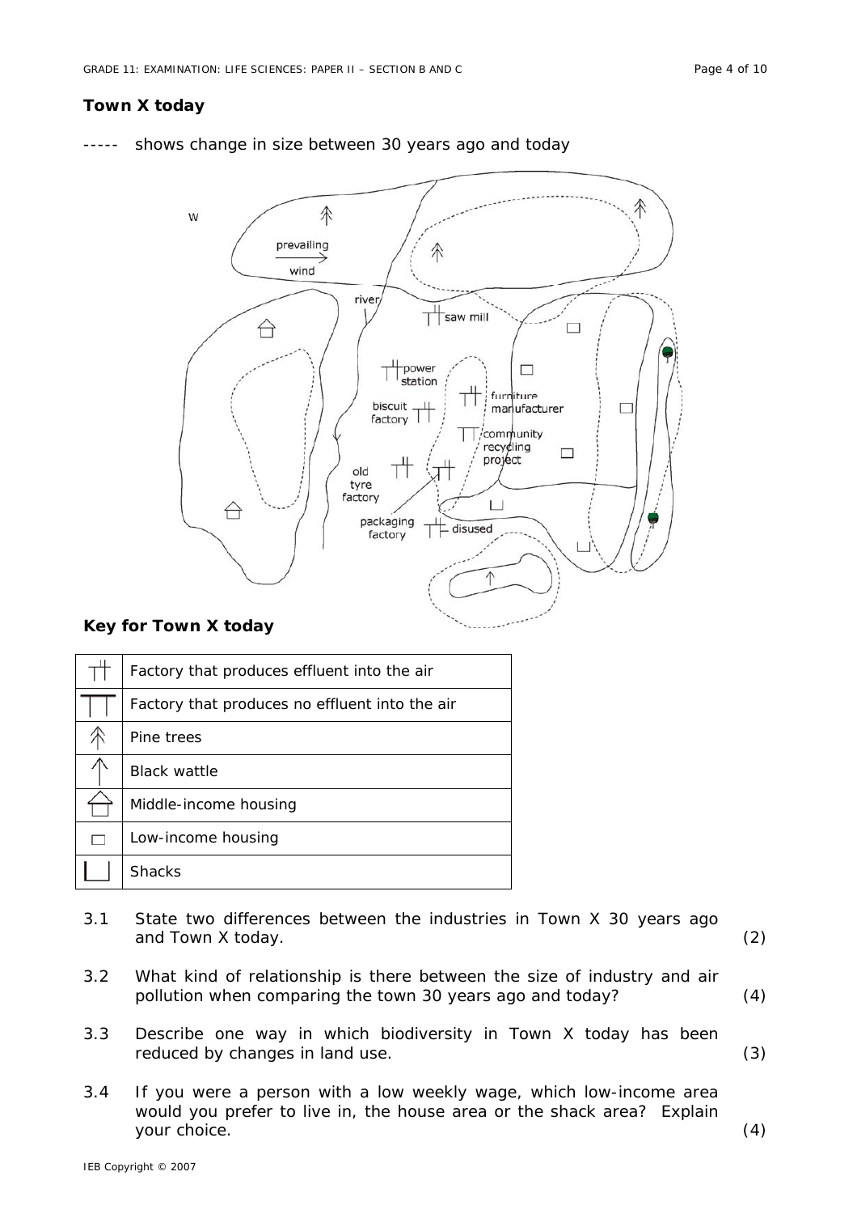**Town X today**

----- shows change in size between 30 years ago and today

W

prevailing wind

river

saw mill

power station

biscuit factory

furniture manufacturer

community recycling project

old tyre factory

packaging factory

disused

**Key for Town X today**

| Symbol | Meaning |
|---|---|
| ┬┼ | Factory that produces effluent into the air |
| ┬┬ | Factory that produces no effluent into the air |
| ↟ | Pine trees |
| ↑ | Black wattle |
| ⌂ | Middle-income housing |
| □ | Low-income housing |
| └┘ | Shacks |

3.1 State two differences between the industries in Town X 30 years ago and Town X today. (2)

3.2 What kind of relationship is there between the size of industry and air pollution when comparing the town 30 years ago and today? (4)

3.3 Describe one way in which biodiversity in Town X today has been reduced by changes in land use. (3)

3.4 If you were a person with a low weekly wage, which low-income area would you prefer to live in, the house area or the shack area? Explain your choice. (4)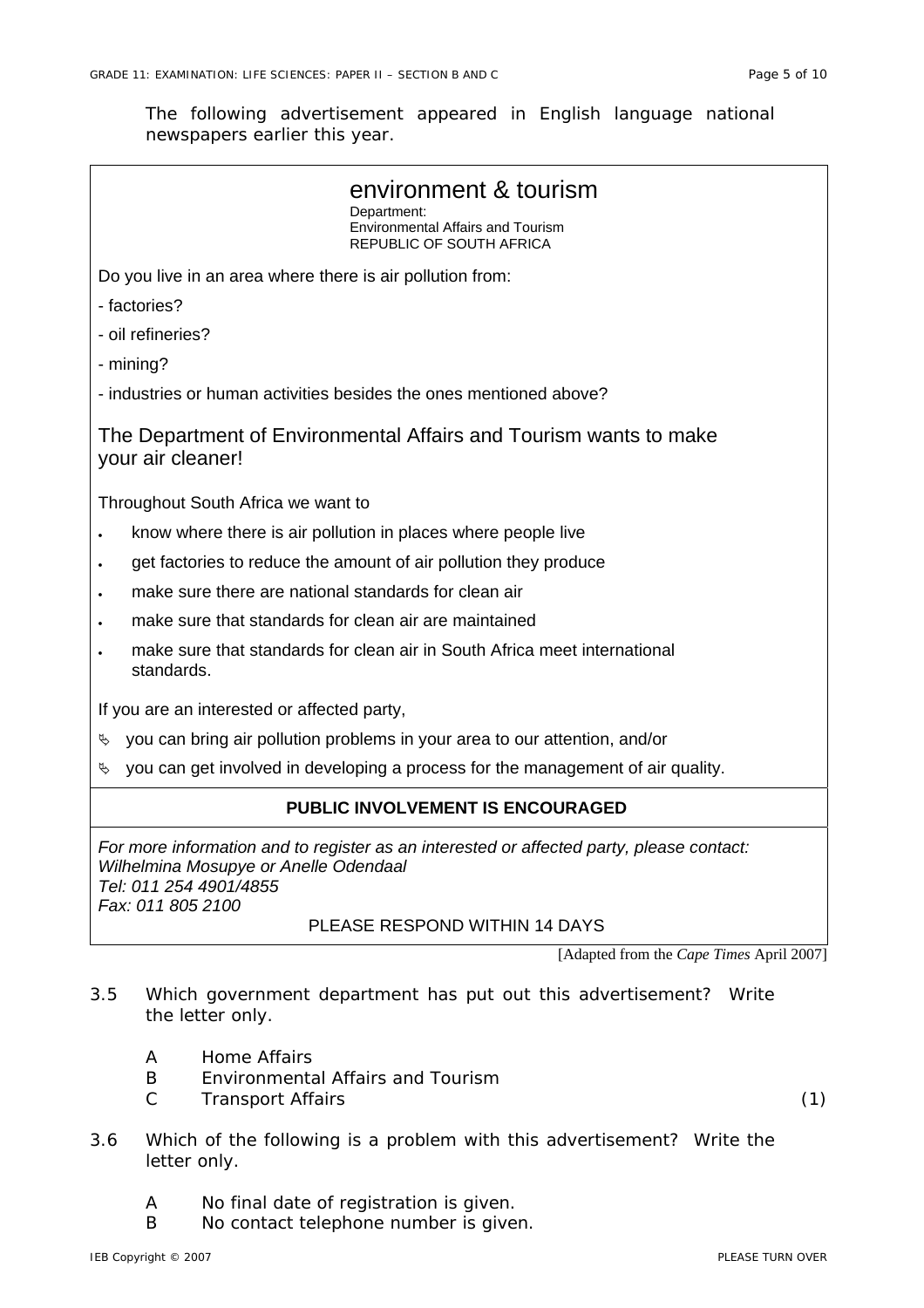The following advertisement appeared in English language national newspapers earlier this year.

---

## environment & tourism

Department:
Environmental Affairs and Tourism
REPUBLIC OF SOUTH AFRICA

Do you live in an area where there is air pollution from:

- factories?
- oil refineries?
- mining?
- industries or human activities besides the ones mentioned above?

### The Department of Environmental Affairs and Tourism wants to make your air cleaner!

Throughout South Africa we want to

- know where there is air pollution in places where people live
- get factories to reduce the amount of air pollution they produce
- make sure there are national standards for clean air
- make sure that standards for clean air are maintained
- make sure that standards for clean air in South Africa meet international standards.

If you are an interested or affected party,

- you can bring air pollution problems in your area to our attention, and/or
- you can get involved in developing a process for the management of air quality.

**PUBLIC INVOLVEMENT IS ENCOURAGED**

*For more information and to register as an interested or affected party, please contact:*
*Wilhelmina Mosupye or Anelle Odendaal*
*Tel: 011 254 4901/4855*
*Fax: 011 805 2100*

PLEASE RESPOND WITHIN 14 DAYS

---

[Adapted from the *Cape Times* April 2007]

3.5 Which government department has put out this advertisement? Write the letter only.

A Home Affairs
B Environmental Affairs and Tourism
C Transport Affairs (1)

3.6 Which of the following is a problem with this advertisement? Write the letter only.

A No final date of registration is given.
B No contact telephone number is given.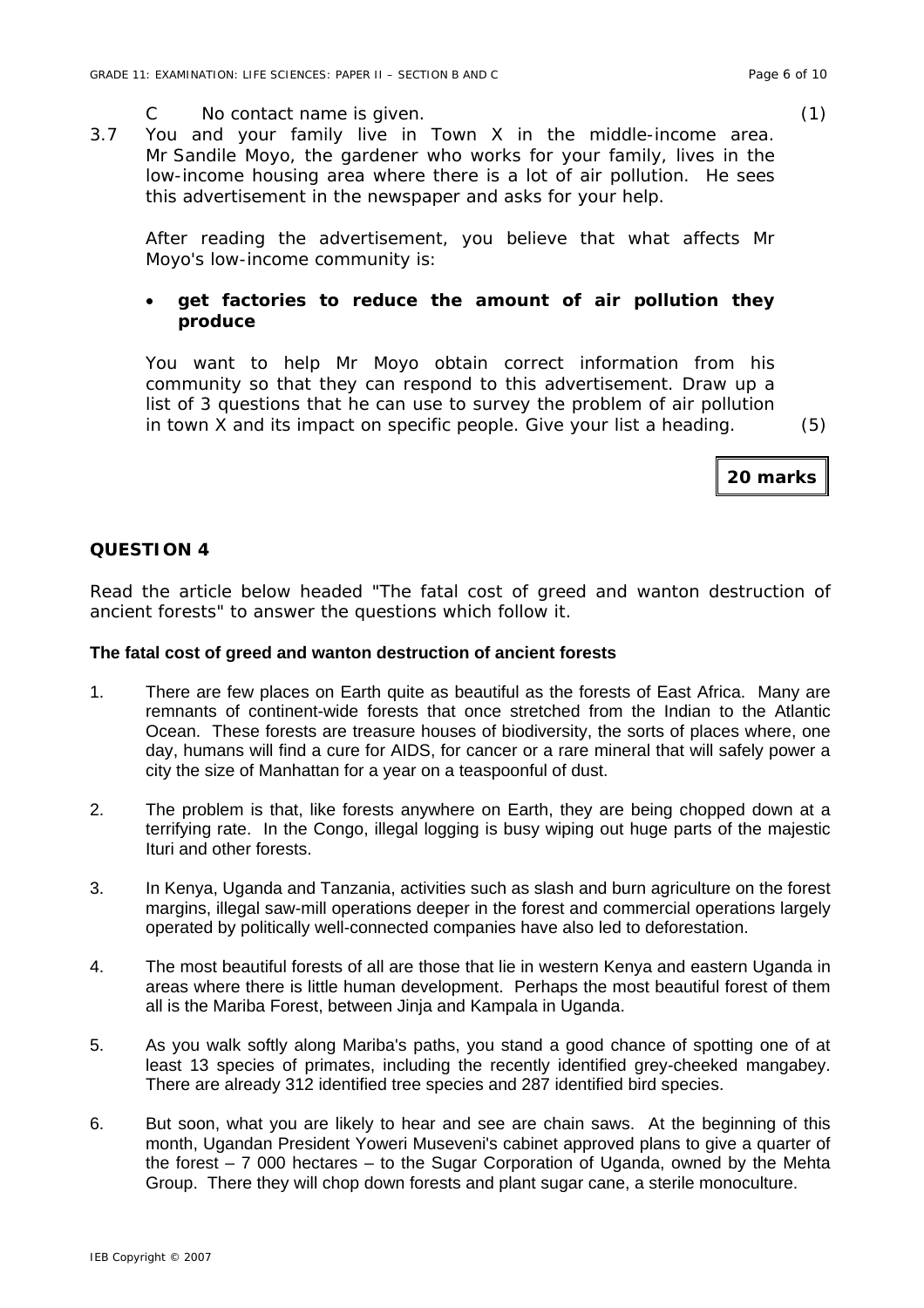C No contact name is given. (1)

3.7 You and your family live in Town X in the middle-income area. Mr Sandile Moyo, the gardener who works for your family, lives in the low-income housing area where there is a lot of air pollution. He sees this advertisement in the newspaper and asks for your help.

After reading the advertisement, you believe that what affects Mr Moyo's low-income community is:

- **get factories to reduce the amount of air pollution they produce**

You want to help Mr Moyo obtain correct information from his community so that they can respond to this advertisement. Draw up a list of 3 questions that he can use to survey the problem of air pollution in town X and its impact on specific people. Give your list a heading. (5)

**20 marks**

## QUESTION 4

Read the article below headed "The fatal cost of greed and wanton destruction of ancient forests" to answer the questions which follow it.

### The fatal cost of greed and wanton destruction of ancient forests

1. There are few places on Earth quite as beautiful as the forests of East Africa. Many are remnants of continent-wide forests that once stretched from the Indian to the Atlantic Ocean. These forests are treasure houses of biodiversity, the sorts of places where, one day, humans will find a cure for AIDS, for cancer or a rare mineral that will safely power a city the size of Manhattan for a year on a teaspoonful of dust.

2. The problem is that, like forests anywhere on Earth, they are being chopped down at a terrifying rate. In the Congo, illegal logging is busy wiping out huge parts of the majestic Ituri and other forests.

3. In Kenya, Uganda and Tanzania, activities such as slash and burn agriculture on the forest margins, illegal saw-mill operations deeper in the forest and commercial operations largely operated by politically well-connected companies have also led to deforestation.

4. The most beautiful forests of all are those that lie in western Kenya and eastern Uganda in areas where there is little human development. Perhaps the most beautiful forest of them all is the Mariba Forest, between Jinja and Kampala in Uganda.

5. As you walk softly along Mariba's paths, you stand a good chance of spotting one of at least 13 species of primates, including the recently identified grey-cheeked mangabey. There are already 312 identified tree species and 287 identified bird species.

6. But soon, what you are likely to hear and see are chain saws. At the beginning of this month, Ugandan President Yoweri Museveni's cabinet approved plans to give a quarter of the forest – 7 000 hectares – to the Sugar Corporation of Uganda, owned by the Mehta Group. There they will chop down forests and plant sugar cane, a sterile monoculture.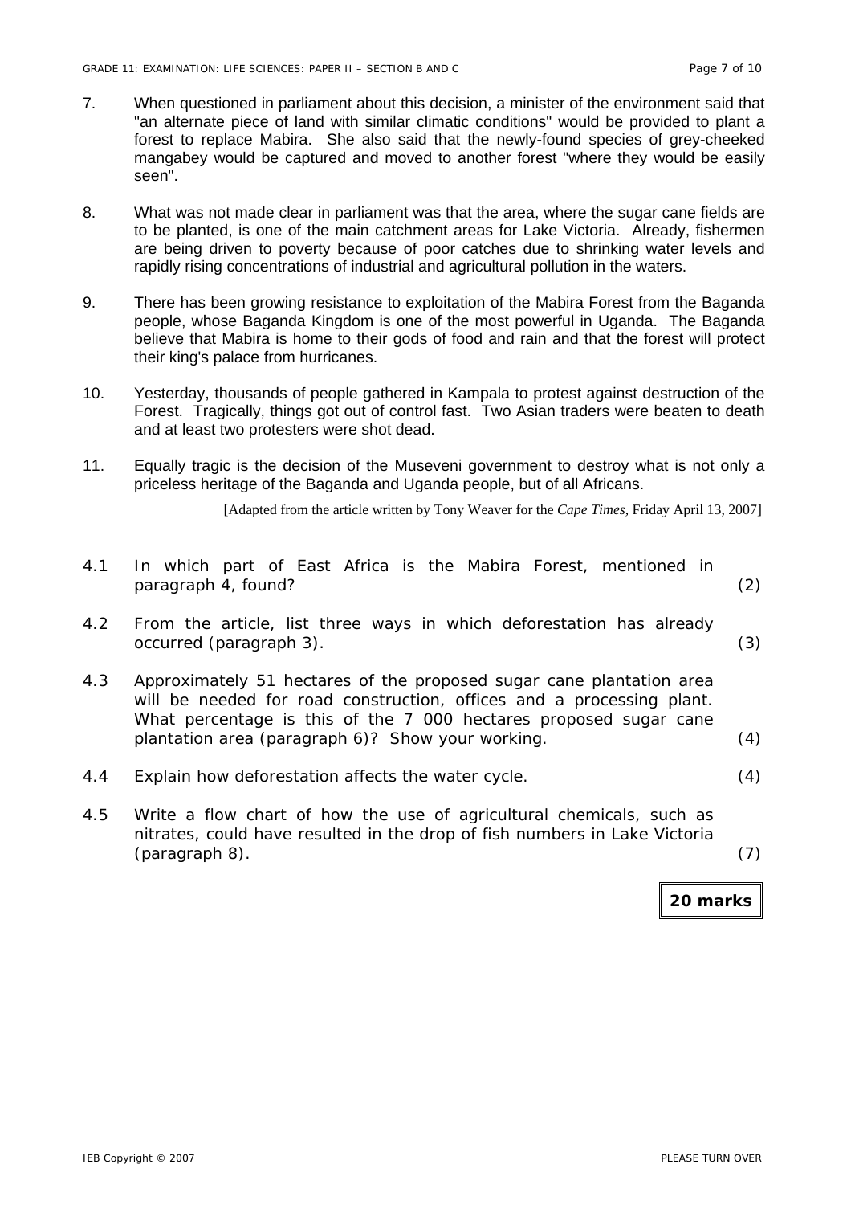7. When questioned in parliament about this decision, a minister of the environment said that "an alternate piece of land with similar climatic conditions" would be provided to plant a forest to replace Mabira. She also said that the newly-found species of grey-cheeked mangabey would be captured and moved to another forest "where they would be easily seen".

8. What was not made clear in parliament was that the area, where the sugar cane fields are to be planted, is one of the main catchment areas for Lake Victoria. Already, fishermen are being driven to poverty because of poor catches due to shrinking water levels and rapidly rising concentrations of industrial and agricultural pollution in the waters.

9. There has been growing resistance to exploitation of the Mabira Forest from the Baganda people, whose Baganda Kingdom is one of the most powerful in Uganda. The Baganda believe that Mabira is home to their gods of food and rain and that the forest will protect their king's palace from hurricanes.

10. Yesterday, thousands of people gathered in Kampala to protest against destruction of the Forest. Tragically, things got out of control fast. Two Asian traders were beaten to death and at least two protesters were shot dead.

11. Equally tragic is the decision of the Museveni government to destroy what is not only a priceless heritage of the Baganda and Uganda people, but of all Africans.

[Adapted from the article written by Tony Weaver for the *Cape Times*, Friday April 13, 2007]

4.1 In which part of East Africa is the Mabira Forest, mentioned in paragraph 4, found? (2)

4.2 From the article, list three ways in which deforestation has already occurred (paragraph 3). (3)

4.3 Approximately 51 hectares of the proposed sugar cane plantation area will be needed for road construction, offices and a processing plant. What percentage is this of the 7 000 hectares proposed sugar cane plantation area (paragraph 6)? Show your working. (4)

4.4 Explain how deforestation affects the water cycle. (4)

4.5 Write a flow chart of how the use of agricultural chemicals, such as nitrates, could have resulted in the drop of fish numbers in Lake Victoria (paragraph 8). (7)

**20 marks**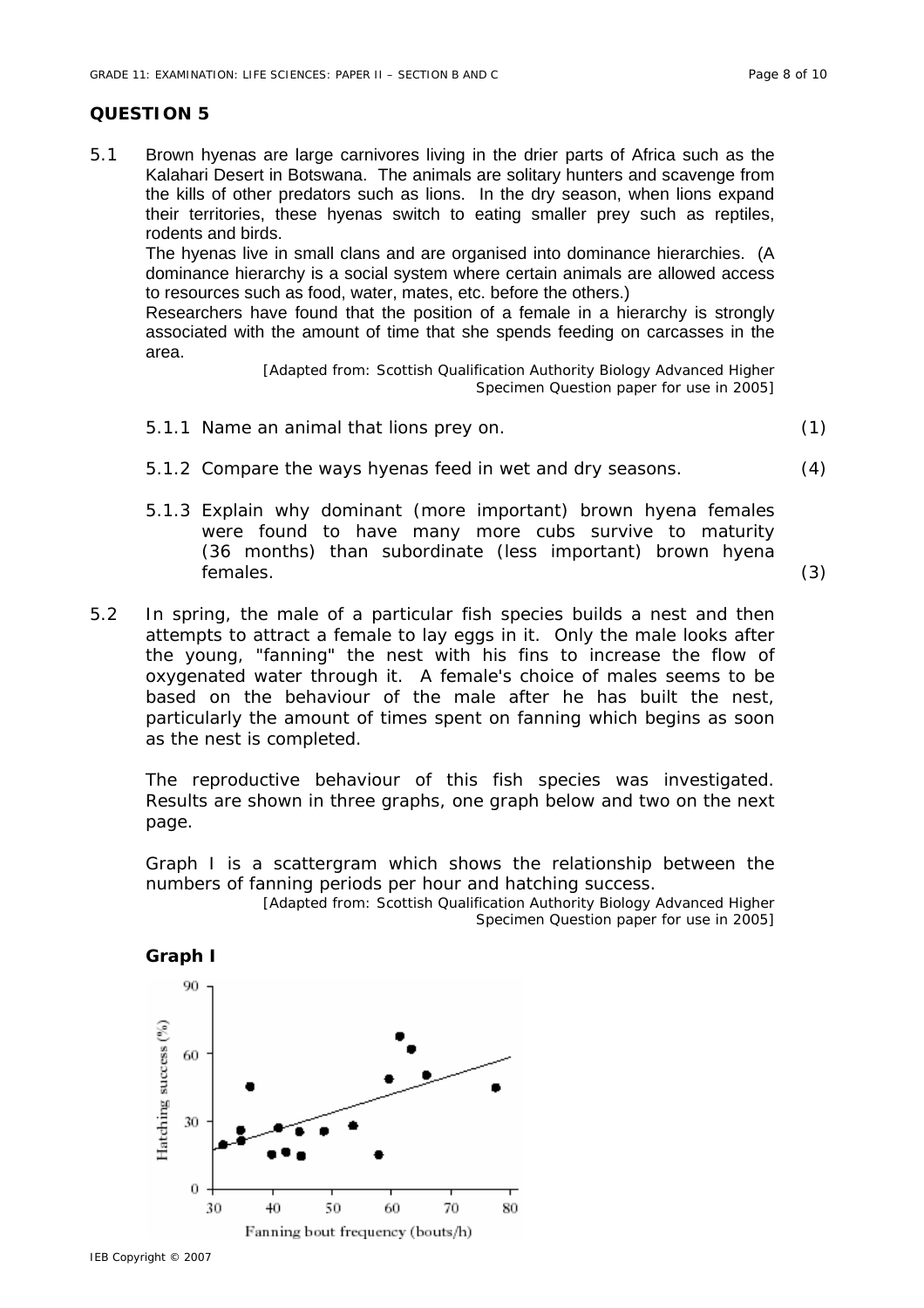## QUESTION 5

5.1 Brown hyenas are large carnivores living in the drier parts of Africa such as the Kalahari Desert in Botswana. The animals are solitary hunters and scavenge from the kills of other predators such as lions. In the dry season, when lions expand their territories, these hyenas switch to eating smaller prey such as reptiles, rodents and birds.

The hyenas live in small clans and are organised into dominance hierarchies. (A dominance hierarchy is a social system where certain animals are allowed access to resources such as food, water, mates, etc. before the others.)

Researchers have found that the position of a female in a hierarchy is strongly associated with the amount of time that she spends feeding on carcasses in the area.

*[Adapted from: Scottish Qualification Authority Biology Advanced Higher Specimen Question paper for use in 2005]*

5.1.1 Name an animal that lions prey on. (1)

5.1.2 Compare the ways hyenas feed in wet and dry seasons. (4)

5.1.3 Explain why dominant (more important) brown hyena females were found to have many more cubs survive to maturity (36 months) than subordinate (less important) brown hyena females. (3)

5.2 In spring, the male of a particular fish species builds a nest and then attempts to attract a female to lay eggs in it. Only the male looks after the young, "fanning" the nest with his fins to increase the flow of oxygenated water through it. A female's choice of males seems to be based on the behaviour of the male after he has built the nest, particularly the amount of times spent on fanning which begins as soon as the nest is completed.

The reproductive behaviour of this fish species was investigated. Results are shown in three graphs, one graph below and two on the next page.

Graph I is a scattergram which shows the relationship between the numbers of fanning periods per hour and hatching success.

*[Adapted from: Scottish Qualification Authority Biology Advanced Higher Specimen Question paper for use in 2005]*

**Graph I**

Hatching success (%) vs Fanning bout frequency (bouts/h)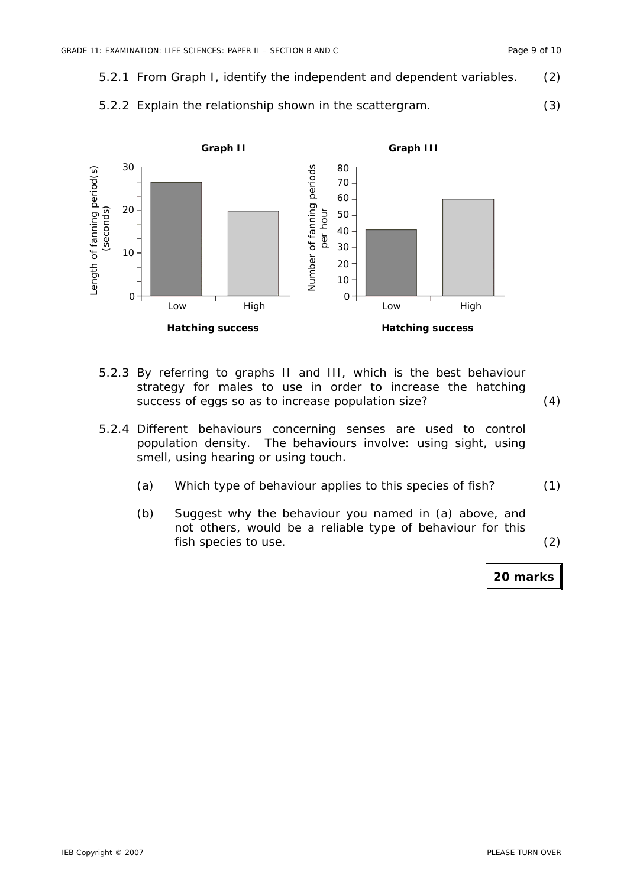5.2.1 From Graph I, identify the independent and dependent variables. (2)

5.2.2 Explain the relationship shown in the scattergram. (3)

**Graph II**

| Hatching success | Length of fanning period(s) (seconds) |
|---|---|
| Low | 26.5 |
| High | 20 |

**Graph III**

| Hatching success | Number of fanning periods per hour |
|---|---|
| Low | 41 |
| High | 60 |

5.2.3 By referring to graphs II and III, which is the best behaviour strategy for males to use in order to increase the hatching success of eggs so as to increase population size? (4)

5.2.4 Different behaviours concerning senses are used to control population density. The behaviours involve: using sight, using smell, using hearing or using touch.

(a) Which type of behaviour applies to this species of fish? (1)

(b) Suggest why the behaviour you named in (a) above, and not others, would be a reliable type of behaviour for this fish species to use. (2)

**20 marks**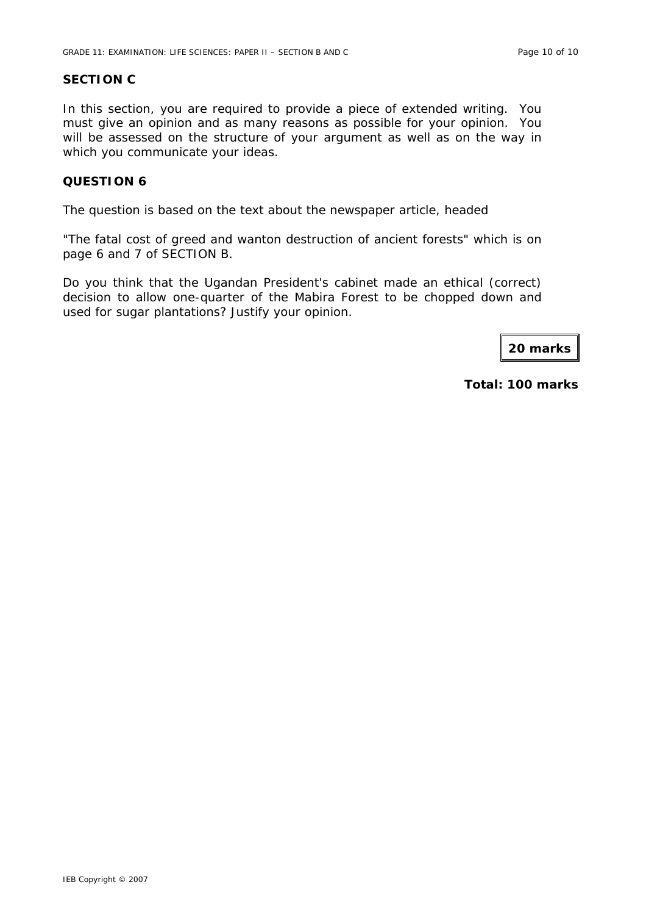## SECTION C

In this section, you are required to provide a piece of extended writing. You must give an opinion and as many reasons as possible for your opinion. You will be assessed on the structure of your argument as well as on the way in which you communicate your ideas.

## QUESTION 6

The question is based on the text about the newspaper article, headed

"The fatal cost of greed and wanton destruction of ancient forests" which is on page 6 and 7 of SECTION B.

Do you think that the Ugandan President's cabinet made an ethical (correct) decision to allow one-quarter of the Mabira Forest to be chopped down and used for sugar plantations? Justify your opinion.

**20 marks**

**Total: 100 marks**

IEB Copyright © 2007